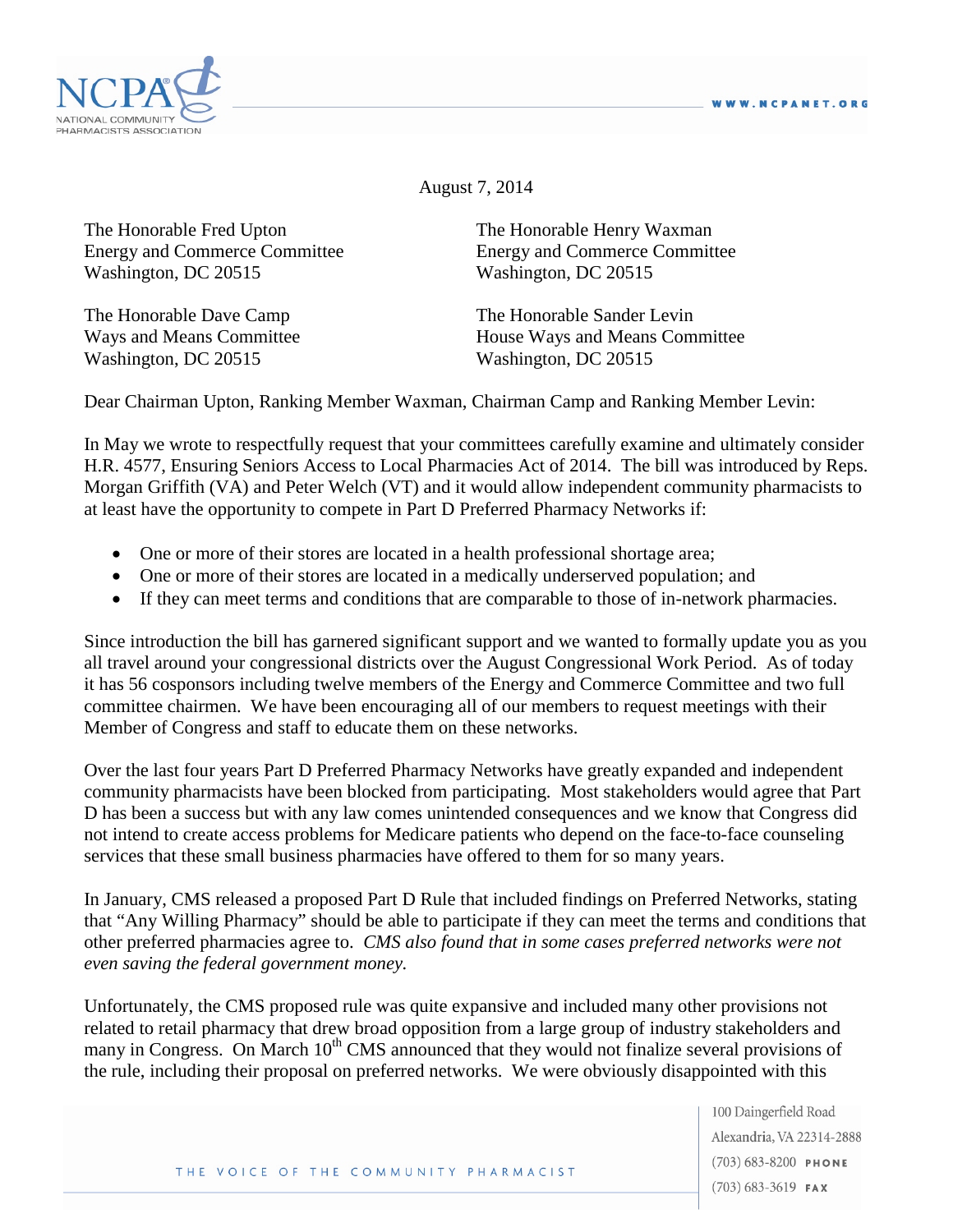August 7, 2014

The Honorable Fred Upton
Energy and Commerce Committee
Washington, DC 20515

The Honorable Henry Waxman
Energy and Commerce Committee
Washington, DC 20515

The Honorable Dave Camp
Ways and Means Committee
Washington, DC 20515

The Honorable Sander Levin
House Ways and Means Committee
Washington, DC 20515

Dear Chairman Upton, Ranking Member Waxman, Chairman Camp and Ranking Member Levin:

In May we wrote to respectfully request that your committees carefully examine and ultimately consider H.R. 4577, Ensuring Seniors Access to Local Pharmacies Act of 2014. The bill was introduced by Reps. Morgan Griffith (VA) and Peter Welch (VT) and it would allow independent community pharmacists to at least have the opportunity to compete in Part D Preferred Pharmacy Networks if:

- One or more of their stores are located in a health professional shortage area;
- One or more of their stores are located in a medically underserved population; and
- If they can meet terms and conditions that are comparable to those of in-network pharmacies.

Since introduction the bill has garnered significant support and we wanted to formally update you as you all travel around your congressional districts over the August Congressional Work Period. As of today it has 56 cosponsors including twelve members of the Energy and Commerce Committee and two full committee chairmen. We have been encouraging all of our members to request meetings with their Member of Congress and staff to educate them on these networks.

Over the last four years Part D Preferred Pharmacy Networks have greatly expanded and independent community pharmacists have been blocked from participating. Most stakeholders would agree that Part D has been a success but with any law comes unintended consequences and we know that Congress did not intend to create access problems for Medicare patients who depend on the face-to-face counseling services that these small business pharmacies have offered to them for so many years.

In January, CMS released a proposed Part D Rule that included findings on Preferred Networks, stating that "Any Willing Pharmacy" should be able to participate if they can meet the terms and conditions that other preferred pharmacies agree to. *CMS also found that in some cases preferred networks were not even saving the federal government money.*

Unfortunately, the CMS proposed rule was quite expansive and included many other provisions not related to retail pharmacy that drew broad opposition from a large group of industry stakeholders and many in Congress. On March 10th CMS announced that they would not finalize several provisions of the rule, including their proposal on preferred networks. We were obviously disappointed with this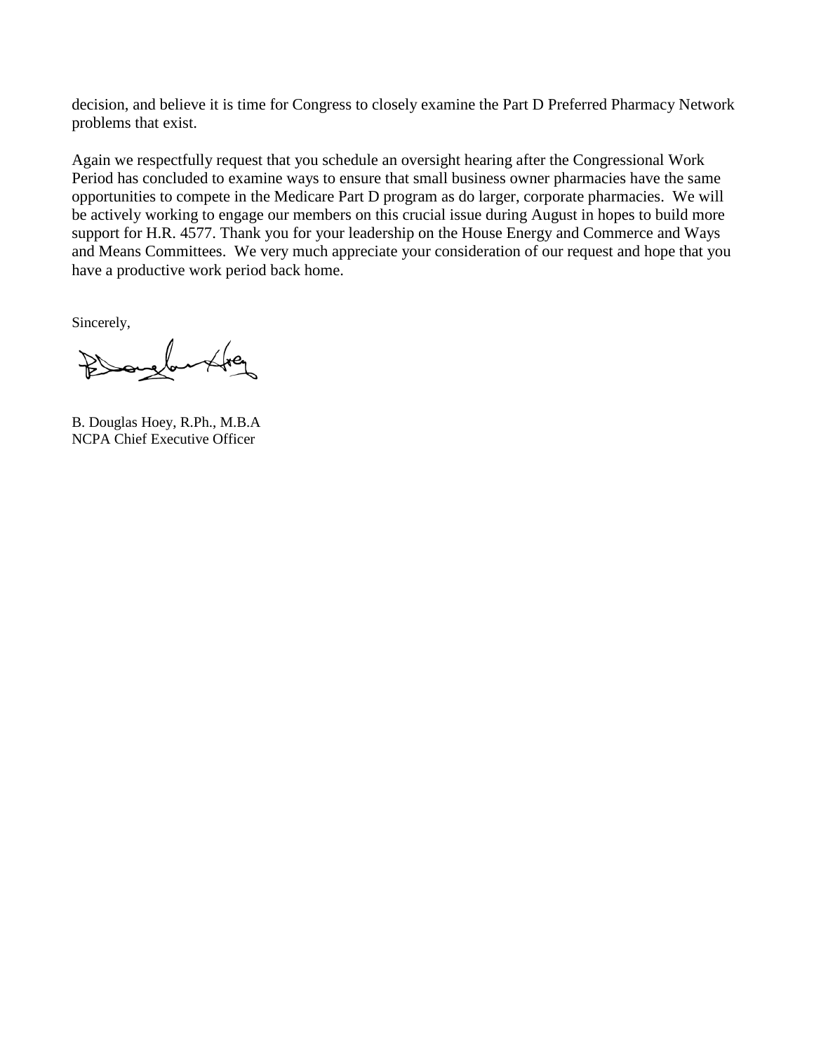decision, and believe it is time for Congress to closely examine the Part D Preferred Pharmacy Network problems that exist.

Again we respectfully request that you schedule an oversight hearing after the Congressional Work Period has concluded to examine ways to ensure that small business owner pharmacies have the same opportunities to compete in the Medicare Part D program as do larger, corporate pharmacies. We will be actively working to engage our members on this crucial issue during August in hopes to build more support for H.R. 4577. Thank you for your leadership on the House Energy and Commerce and Ways and Means Committees. We very much appreciate your consideration of our request and hope that you have a productive work period back home.

Sincerely,

B. Douglas Hoey, R.Ph., M.B.A
NCPA Chief Executive Officer